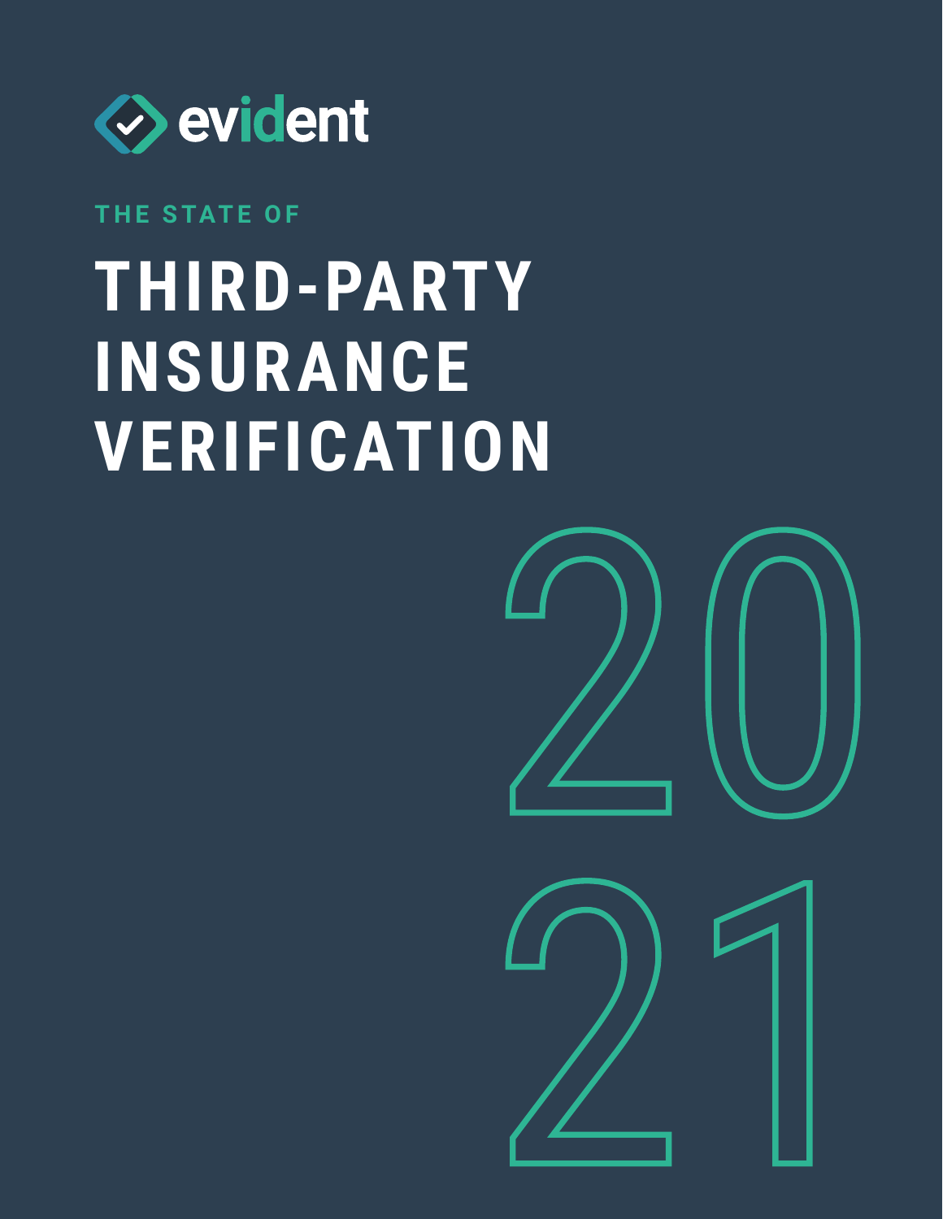evident

THE STATE OF

# THIRD-PARTY INSURANCE VERIFICATION

2021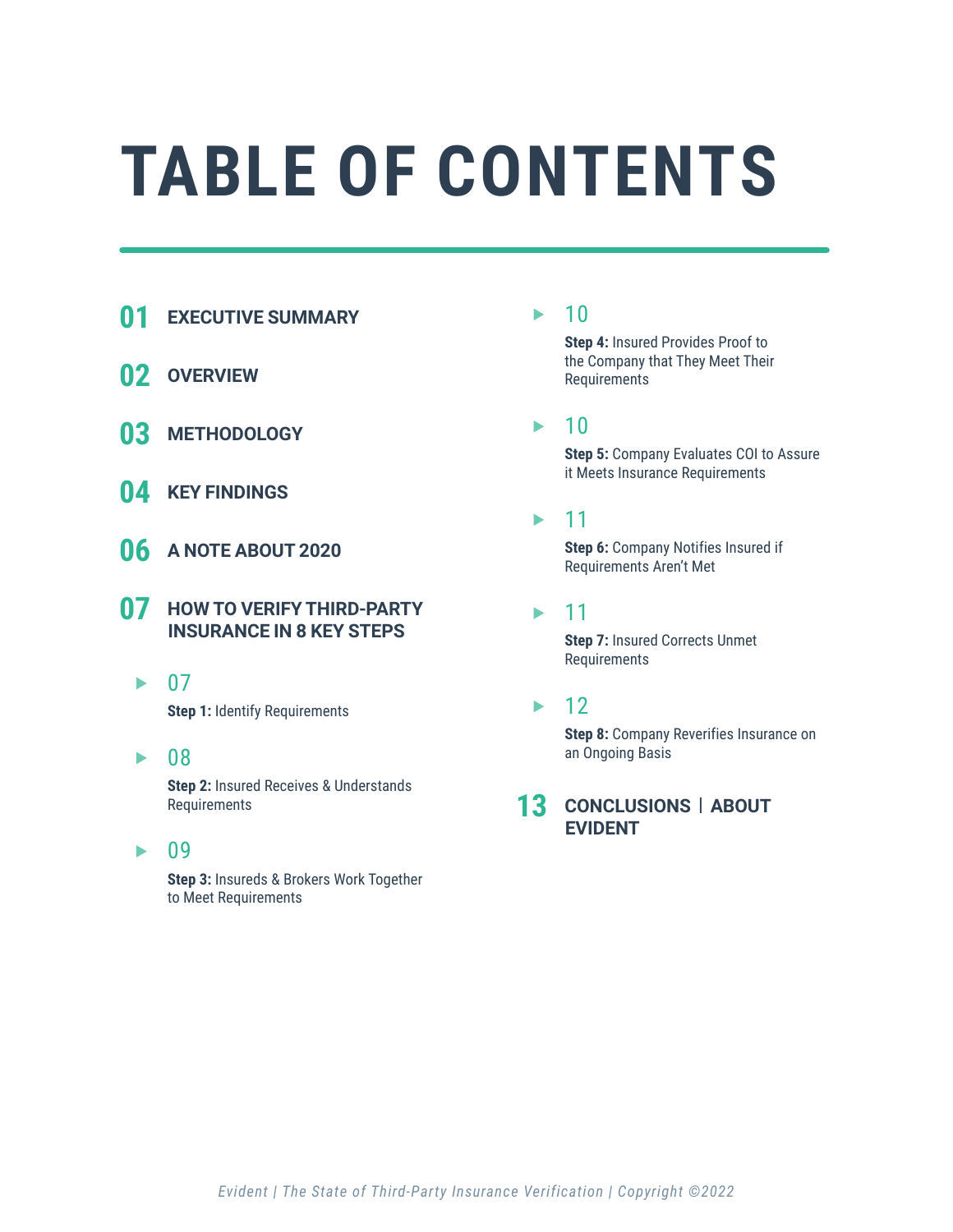# TABLE OF CONTENTS

**01** **EXECUTIVE SUMMARY**

**02** **OVERVIEW**

**03** **METHODOLOGY**

**04** **KEY FINDINGS**

**06** **A NOTE ABOUT 2020**

**07** **HOW TO VERIFY THIRD-PARTY INSURANCE IN 8 KEY STEPS**

- 07 — **Step 1:** Identify Requirements
- 08 — **Step 2:** Insured Receives & Understands Requirements
- 09 — **Step 3:** Insureds & Brokers Work Together to Meet Requirements
- 10 — **Step 4:** Insured Provides Proof to the Company that They Meet Their Requirements
- 10 — **Step 5:** Company Evaluates COI to Assure it Meets Insurance Requirements
- 11 — **Step 6:** Company Notifies Insured if Requirements Aren't Met
- 11 — **Step 7:** Insured Corrects Unmet Requirements
- 12 — **Step 8:** Company Reverifies Insurance on an Ongoing Basis

**13** **CONCLUSIONS | ABOUT EVIDENT**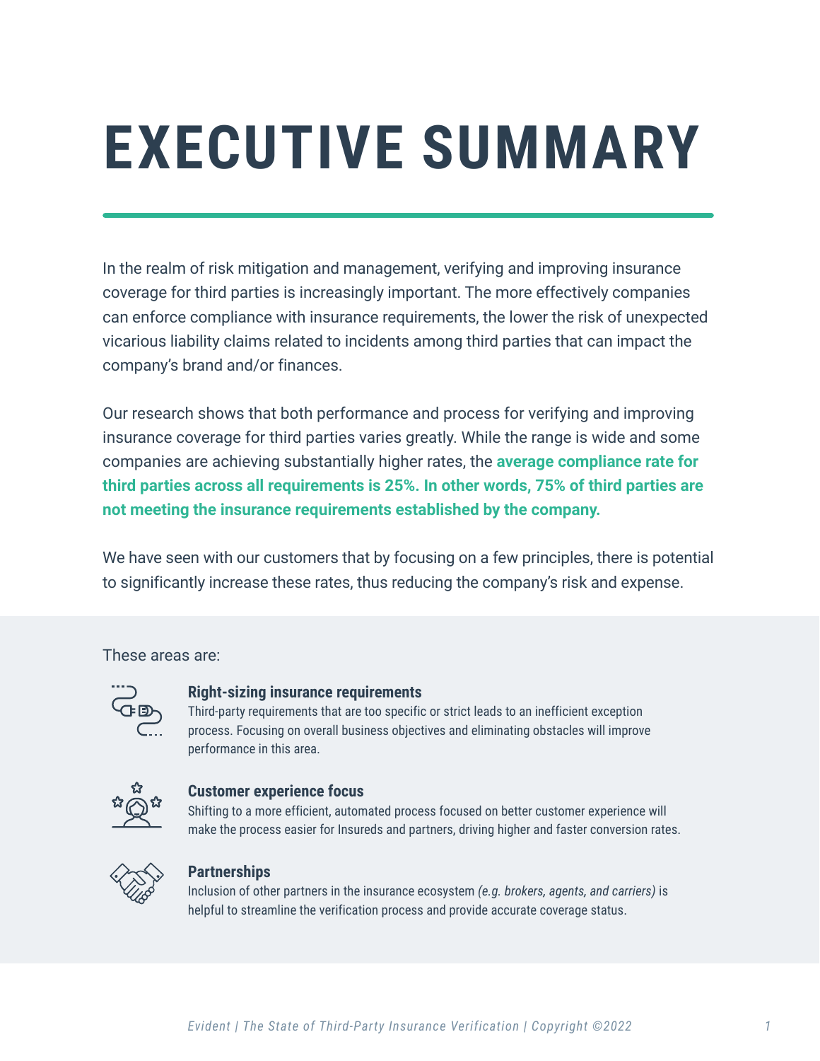# EXECUTIVE SUMMARY

In the realm of risk mitigation and management, verifying and improving insurance coverage for third parties is increasingly important. The more effectively companies can enforce compliance with insurance requirements, the lower the risk of unexpected vicarious liability claims related to incidents among third parties that can impact the company's brand and/or finances.

Our research shows that both performance and process for verifying and improving insurance coverage for third parties varies greatly. While the range is wide and some companies are achieving substantially higher rates, the **average compliance rate for third parties across all requirements is 25%. In other words, 75% of third parties are not meeting the insurance requirements established by the company.**

We have seen with our customers that by focusing on a few principles, there is potential to significantly increase these rates, thus reducing the company's risk and expense.

These areas are:

**Right-sizing insurance requirements**
Third-party requirements that are too specific or strict leads to an inefficient exception process. Focusing on overall business objectives and eliminating obstacles will improve performance in this area.

**Customer experience focus**
Shifting to a more efficient, automated process focused on better customer experience will make the process easier for Insureds and partners, driving higher and faster conversion rates.

**Partnerships**
Inclusion of other partners in the insurance ecosystem *(e.g. brokers, agents, and carriers)* is helpful to streamline the verification process and provide accurate coverage status.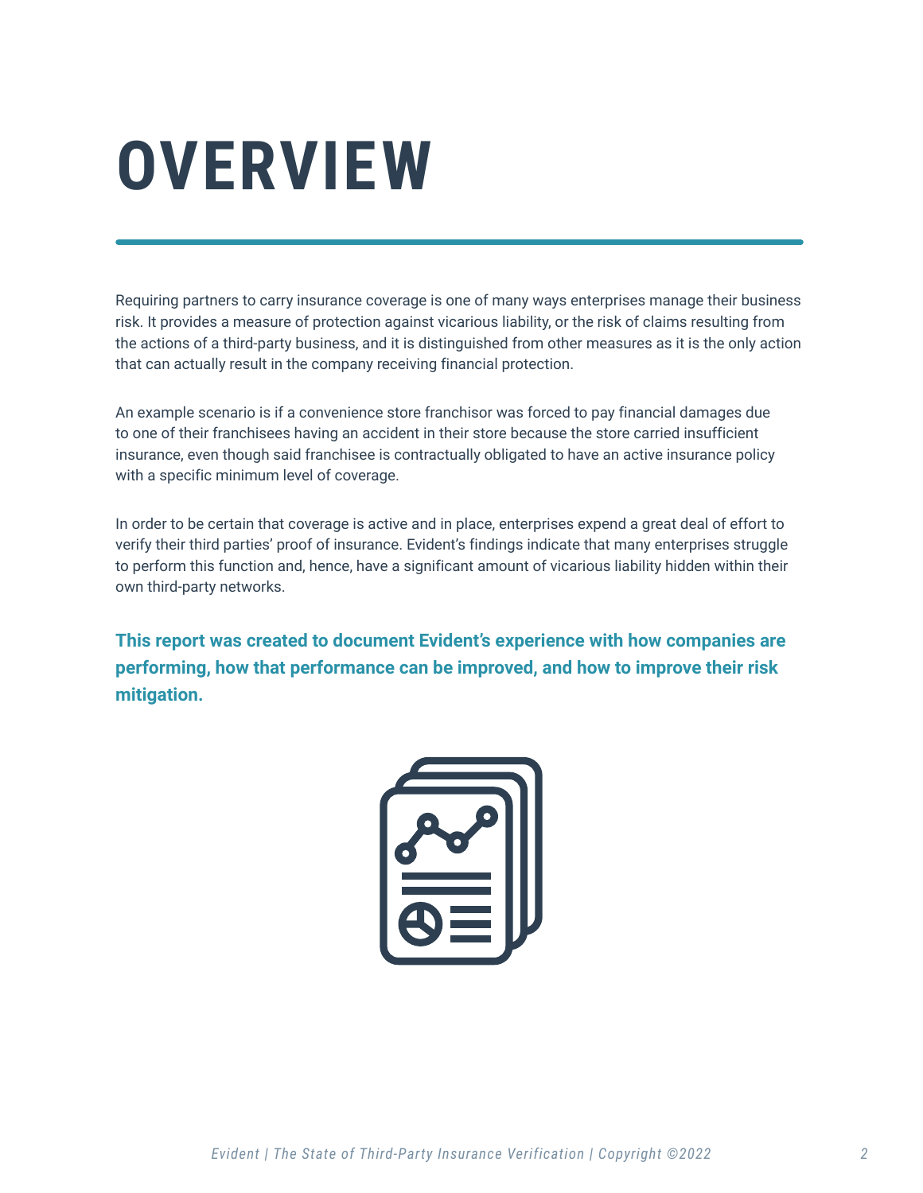# OVERVIEW

Requiring partners to carry insurance coverage is one of many ways enterprises manage their business risk. It provides a measure of protection against vicarious liability, or the risk of claims resulting from the actions of a third-party business, and it is distinguished from other measures as it is the only action that can actually result in the company receiving financial protection.

An example scenario is if a convenience store franchisor was forced to pay financial damages due to one of their franchisees having an accident in their store because the store carried insufficient insurance, even though said franchisee is contractually obligated to have an active insurance policy with a specific minimum level of coverage.

In order to be certain that coverage is active and in place, enterprises expend a great deal of effort to verify their third parties' proof of insurance. Evident's findings indicate that many enterprises struggle to perform this function and, hence, have a significant amount of vicarious liability hidden within their own third-party networks.

**This report was created to document Evident's experience with how companies are performing, how that performance can be improved, and how to improve their risk mitigation.**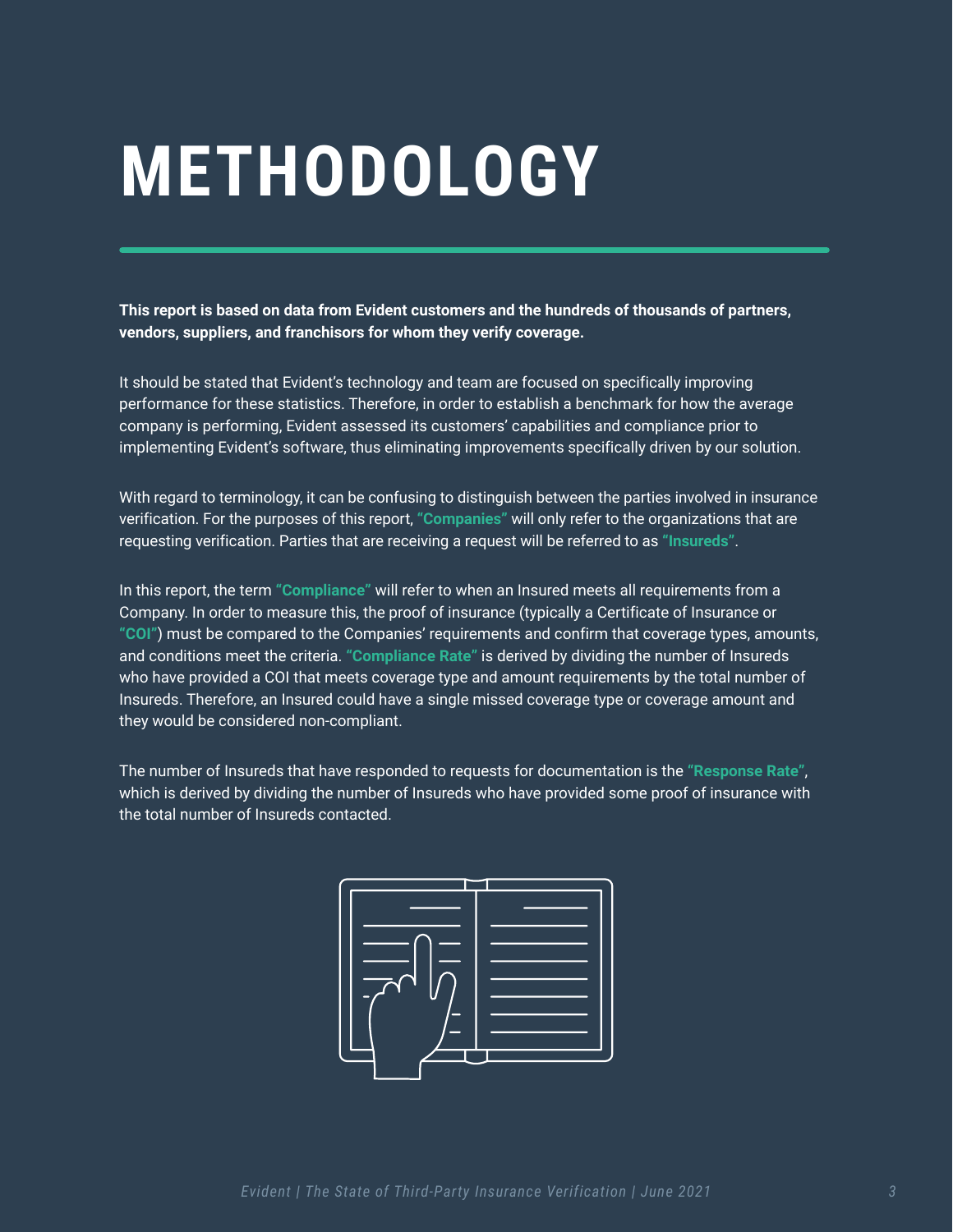# METHODOLOGY

**This report is based on data from Evident customers and the hundreds of thousands of partners, vendors, suppliers, and franchisors for whom they verify coverage.**

It should be stated that Evident's technology and team are focused on specifically improving performance for these statistics. Therefore, in order to establish a benchmark for how the average company is performing, Evident assessed its customers' capabilities and compliance prior to implementing Evident's software, thus eliminating improvements specifically driven by our solution.

With regard to terminology, it can be confusing to distinguish between the parties involved in insurance verification. For the purposes of this report, **"Companies"** will only refer to the organizations that are requesting verification. Parties that are receiving a request will be referred to as **"Insureds"**.

In this report, the term **"Compliance"** will refer to when an Insured meets all requirements from a Company. In order to measure this, the proof of insurance (typically a Certificate of Insurance or **"COI"**) must be compared to the Companies' requirements and confirm that coverage types, amounts, and conditions meet the criteria. **"Compliance Rate"** is derived by dividing the number of Insureds who have provided a COI that meets coverage type and amount requirements by the total number of Insureds. Therefore, an Insured could have a single missed coverage type or coverage amount and they would be considered non-compliant.

The number of Insureds that have responded to requests for documentation is the **"Response Rate"**, which is derived by dividing the number of Insureds who have provided some proof of insurance with the total number of Insureds contacted.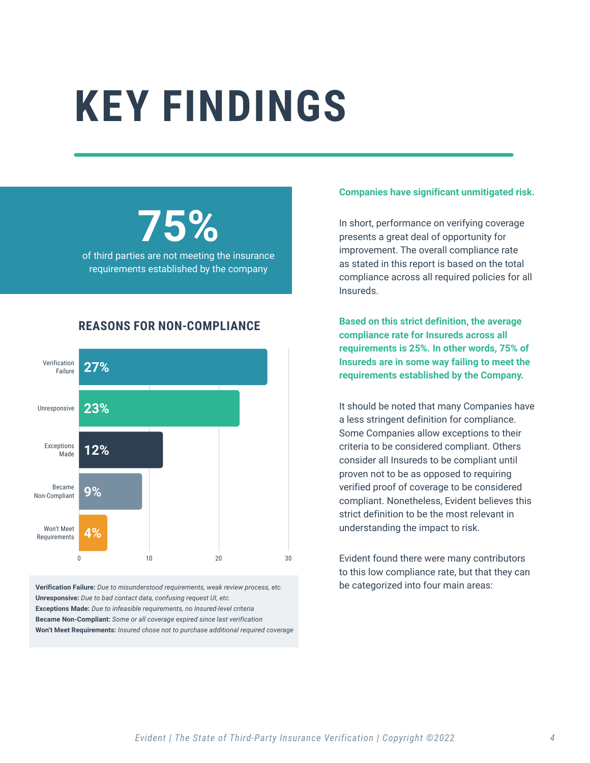# KEY FINDINGS

**75%**

of third parties are not meeting the insurance requirements established by the company

### REASONS FOR NON-COMPLIANCE

| Reason | Percentage |
|---|---|
| Verification Failure | 27% |
| Unresponsive | 23% |
| Exceptions Made | 12% |
| Became Non-Compliant | 9% |
| Won't Meet Requirements | 4% |

**Verification Failure:** *Due to misunderstood requirements, weak review process, etc.*
**Unresponsive:** *Due to bad contact data, confusing request UI, etc.*
**Exceptions Made:** *Due to infeasible requirements, no Insured-level criteria*
**Became Non-Compliant:** *Some or all coverage expired since last verification*
**Won't Meet Requirements:** *Insured chose not to purchase additional required coverage*

**Companies have significant unmitigated risk.**

In short, performance on verifying coverage presents a great deal of opportunity for improvement. The overall compliance rate as stated in this report is based on the total compliance across all required policies for all Insureds.

**Based on this strict definition, the average compliance rate for Insureds across all requirements is 25%. In other words, 75% of Insureds are in some way failing to meet the requirements established by the Company.**

It should be noted that many Companies have a less stringent definition for compliance. Some Companies allow exceptions to their criteria to be considered compliant. Others consider all Insureds to be compliant until proven not to be as opposed to requiring verified proof of coverage to be considered compliant. Nonetheless, Evident believes this strict definition to be the most relevant in understanding the impact to risk.

Evident found there were many contributors to this low compliance rate, but that they can be categorized into four main areas: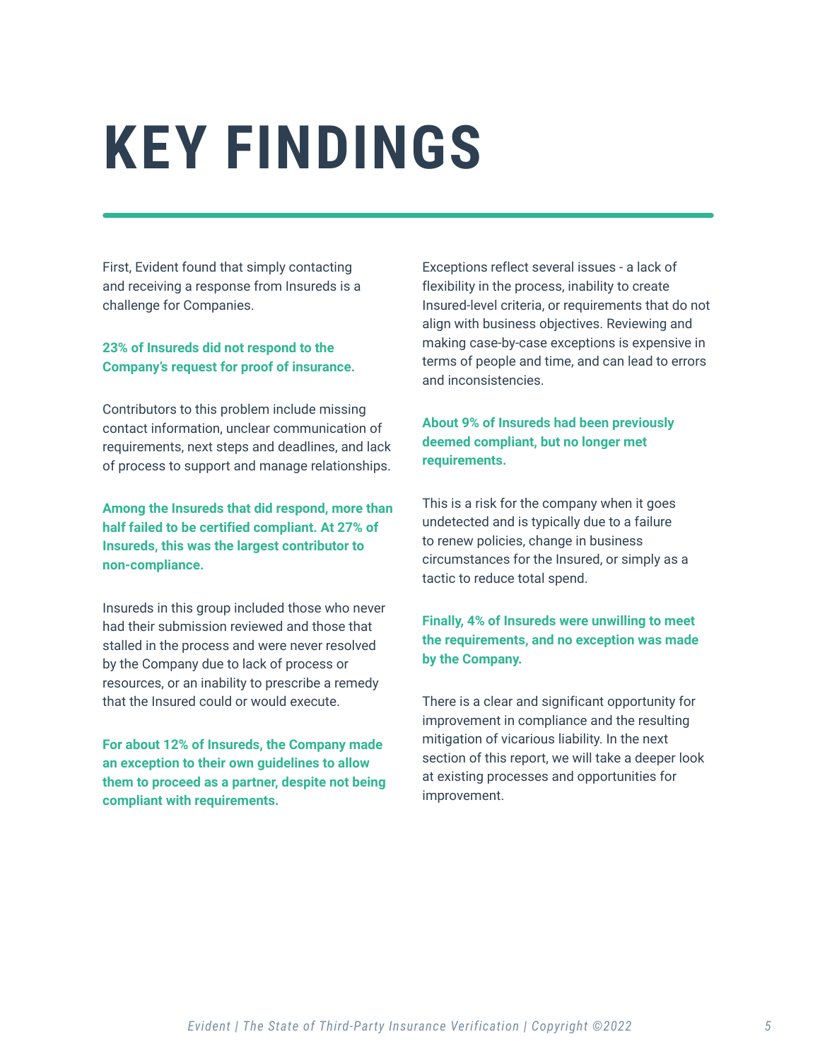# KEY FINDINGS

First, Evident found that simply contacting and receiving a response from Insureds is a challenge for Companies.

**23% of Insureds did not respond to the Company's request for proof of insurance.**

Contributors to this problem include missing contact information, unclear communication of requirements, next steps and deadlines, and lack of process to support and manage relationships.

**Among the Insureds that did respond, more than half failed to be certified compliant. At 27% of Insureds, this was the largest contributor to non-compliance.**

Insureds in this group included those who never had their submission reviewed and those that stalled in the process and were never resolved by the Company due to lack of process or resources, or an inability to prescribe a remedy that the Insured could or would execute.

**For about 12% of Insureds, the Company made an exception to their own guidelines to allow them to proceed as a partner, despite not being compliant with requirements.**

Exceptions reflect several issues - a lack of flexibility in the process, inability to create Insured-level criteria, or requirements that do not align with business objectives. Reviewing and making case-by-case exceptions is expensive in terms of people and time, and can lead to errors and inconsistencies.

**About 9% of Insureds had been previously deemed compliant, but no longer met requirements.**

This is a risk for the company when it goes undetected and is typically due to a failure to renew policies, change in business circumstances for the Insured, or simply as a tactic to reduce total spend.

**Finally, 4% of Insureds were unwilling to meet the requirements, and no exception was made by the Company.**

There is a clear and significant opportunity for improvement in compliance and the resulting mitigation of vicarious liability. In the next section of this report, we will take a deeper look at existing processes and opportunities for improvement.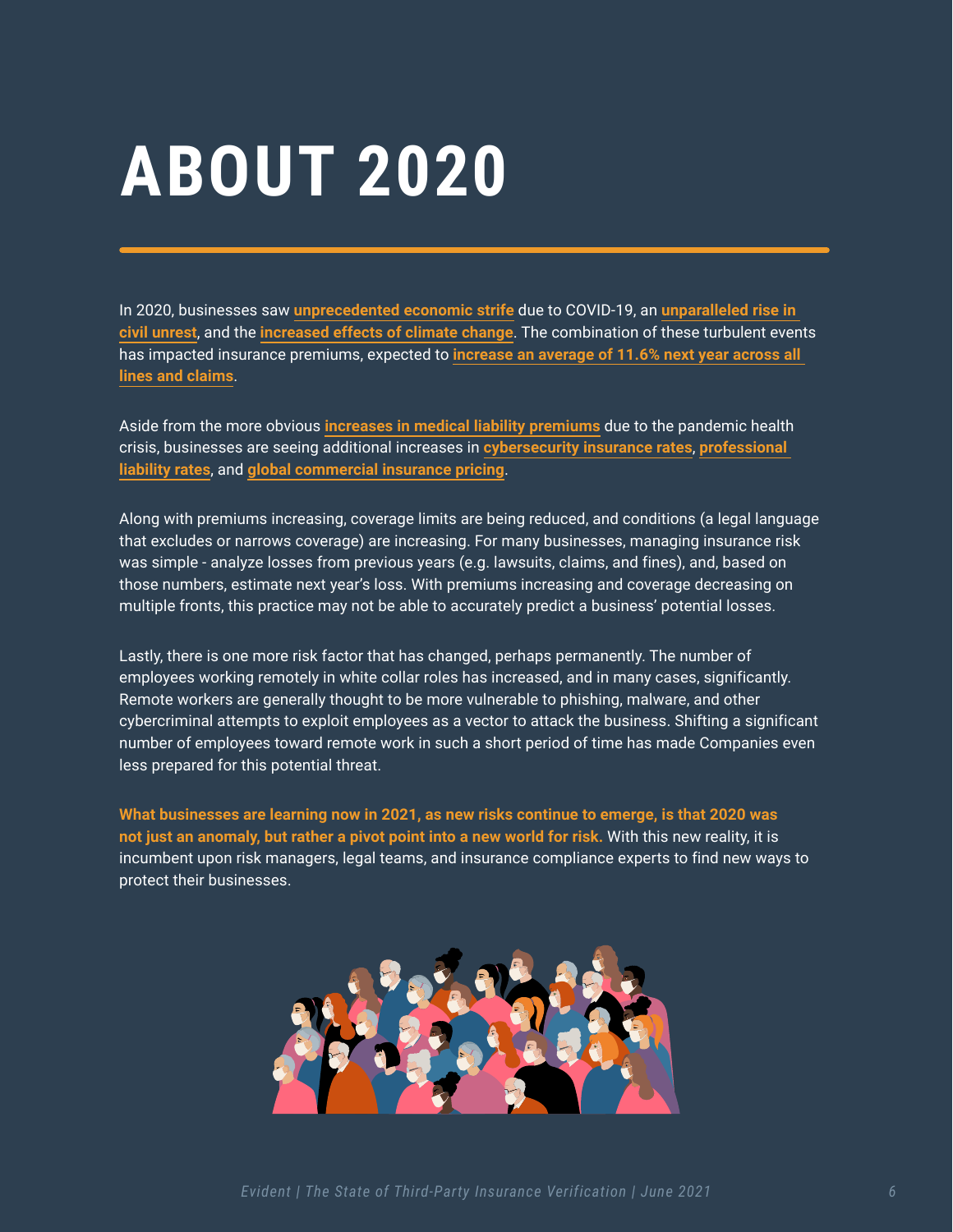# ABOUT 2020

In 2020, businesses saw **unprecedented economic strife** due to COVID-19, an **unparalleled rise in civil unrest**, and the **increased effects of climate change**. The combination of these turbulent events has impacted insurance premiums, expected to **increase an average of 11.6% next year across all lines and claims**.

Aside from the more obvious **increases in medical liability premiums** due to the pandemic health crisis, businesses are seeing additional increases in **cybersecurity insurance rates**, **professional liability rates**, and **global commercial insurance pricing**.

Along with premiums increasing, coverage limits are being reduced, and conditions (a legal language that excludes or narrows coverage) are increasing. For many businesses, managing insurance risk was simple - analyze losses from previous years (e.g. lawsuits, claims, and fines), and, based on those numbers, estimate next year's loss. With premiums increasing and coverage decreasing on multiple fronts, this practice may not be able to accurately predict a business' potential losses.

Lastly, there is one more risk factor that has changed, perhaps permanently. The number of employees working remotely in white collar roles has increased, and in many cases, significantly. Remote workers are generally thought to be more vulnerable to phishing, malware, and other cybercriminal attempts to exploit employees as a vector to attack the business. Shifting a significant number of employees toward remote work in such a short period of time has made Companies even less prepared for this potential threat.

**What businesses are learning now in 2021, as new risks continue to emerge, is that 2020 was not just an anomaly, but rather a pivot point into a new world for risk.** With this new reality, it is incumbent upon risk managers, legal teams, and insurance compliance experts to find new ways to protect their businesses.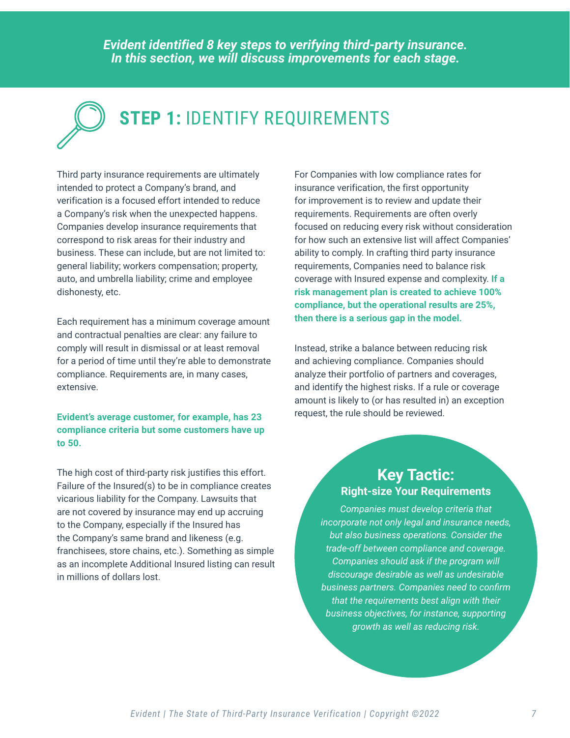***Evident identified 8 key steps to verifying third-party insurance. In this section, we will discuss improvements for each stage.***

# **STEP 1:** IDENTIFY REQUIREMENTS

Third party insurance requirements are ultimately intended to protect a Company's brand, and verification is a focused effort intended to reduce a Company's risk when the unexpected happens. Companies develop insurance requirements that correspond to risk areas for their industry and business. These can include, but are not limited to: general liability; workers compensation; property, auto, and umbrella liability; crime and employee dishonesty, etc.

Each requirement has a minimum coverage amount and contractual penalties are clear: any failure to comply will result in dismissal or at least removal for a period of time until they're able to demonstrate compliance. Requirements are, in many cases, extensive.

**Evident's average customer, for example, has 23 compliance criteria but some customers have up to 50.**

The high cost of third-party risk justifies this effort. Failure of the Insured(s) to be in compliance creates vicarious liability for the Company. Lawsuits that are not covered by insurance may end up accruing to the Company, especially if the Insured has the Company's same brand and likeness (e.g. franchisees, store chains, etc.). Something as simple as an incomplete Additional Insured listing can result in millions of dollars lost.

For Companies with low compliance rates for insurance verification, the first opportunity for improvement is to review and update their requirements. Requirements are often overly focused on reducing every risk without consideration for how such an extensive list will affect Companies' ability to comply. In crafting third party insurance requirements, Companies need to balance risk coverage with Insured expense and complexity. **If a risk management plan is created to achieve 100% compliance, but the operational results are 25%, then there is a serious gap in the model.**

Instead, strike a balance between reducing risk and achieving compliance. Companies should analyze their portfolio of partners and coverages, and identify the highest risks. If a rule or coverage amount is likely to (or has resulted in) an exception request, the rule should be reviewed.

## Key Tactic:
### Right-size Your Requirements

*Companies must develop criteria that incorporate not only legal and insurance needs, but also business operations. Consider the trade-off between compliance and coverage. Companies should ask if the program will discourage desirable as well as undesirable business partners. Companies need to confirm that the requirements best align with their business objectives, for instance, supporting growth as well as reducing risk.*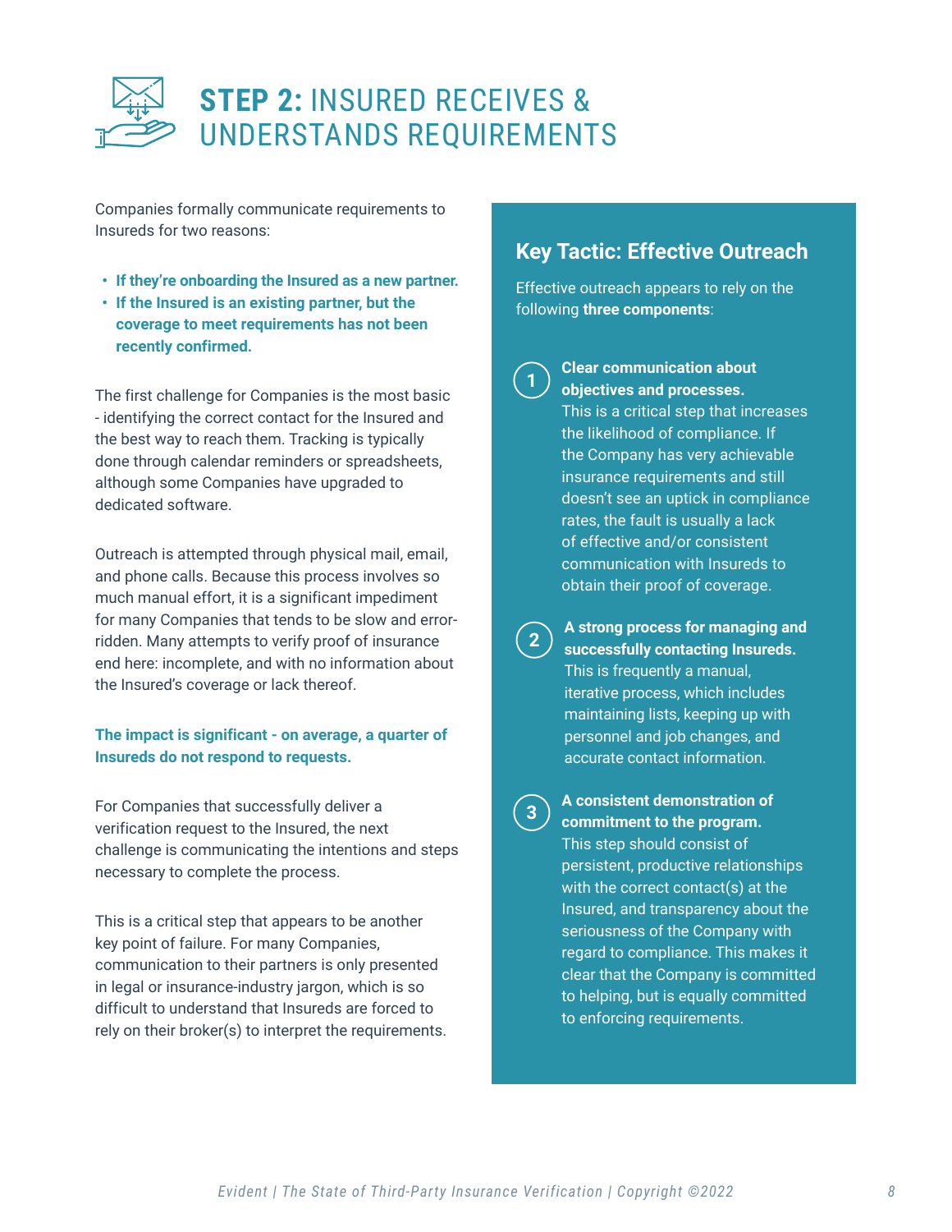# **STEP 2:** INSURED RECEIVES & UNDERSTANDS REQUIREMENTS

Companies formally communicate requirements to Insureds for two reasons:

- **If they're onboarding the Insured as a new partner.**
- **If the Insured is an existing partner, but the coverage to meet requirements has not been recently confirmed.**

The first challenge for Companies is the most basic - identifying the correct contact for the Insured and the best way to reach them. Tracking is typically done through calendar reminders or spreadsheets, although some Companies have upgraded to dedicated software.

Outreach is attempted through physical mail, email, and phone calls. Because this process involves so much manual effort, it is a significant impediment for many Companies that tends to be slow and error-ridden. Many attempts to verify proof of insurance end here: incomplete, and with no information about the Insured's coverage or lack thereof.

**The impact is significant - on average, a quarter of Insureds do not respond to requests.**

For Companies that successfully deliver a verification request to the Insured, the next challenge is communicating the intentions and steps necessary to complete the process.

This is a critical step that appears to be another key point of failure. For many Companies, communication to their partners is only presented in legal or insurance-industry jargon, which is so difficult to understand that Insureds are forced to rely on their broker(s) to interpret the requirements.

## Key Tactic: Effective Outreach

Effective outreach appears to rely on the following **three components**:

1. **Clear communication about objectives and processes.** This is a critical step that increases the likelihood of compliance. If the Company has very achievable insurance requirements and still doesn't see an uptick in compliance rates, the fault is usually a lack of effective and/or consistent communication with Insureds to obtain their proof of coverage.

2. **A strong process for managing and successfully contacting Insureds.** This is frequently a manual, iterative process, which includes maintaining lists, keeping up with personnel and job changes, and accurate contact information.

3. **A consistent demonstration of commitment to the program.** This step should consist of persistent, productive relationships with the correct contact(s) at the Insured, and transparency about the seriousness of the Company with regard to compliance. This makes it clear that the Company is committed to helping, but is equally committed to enforcing requirements.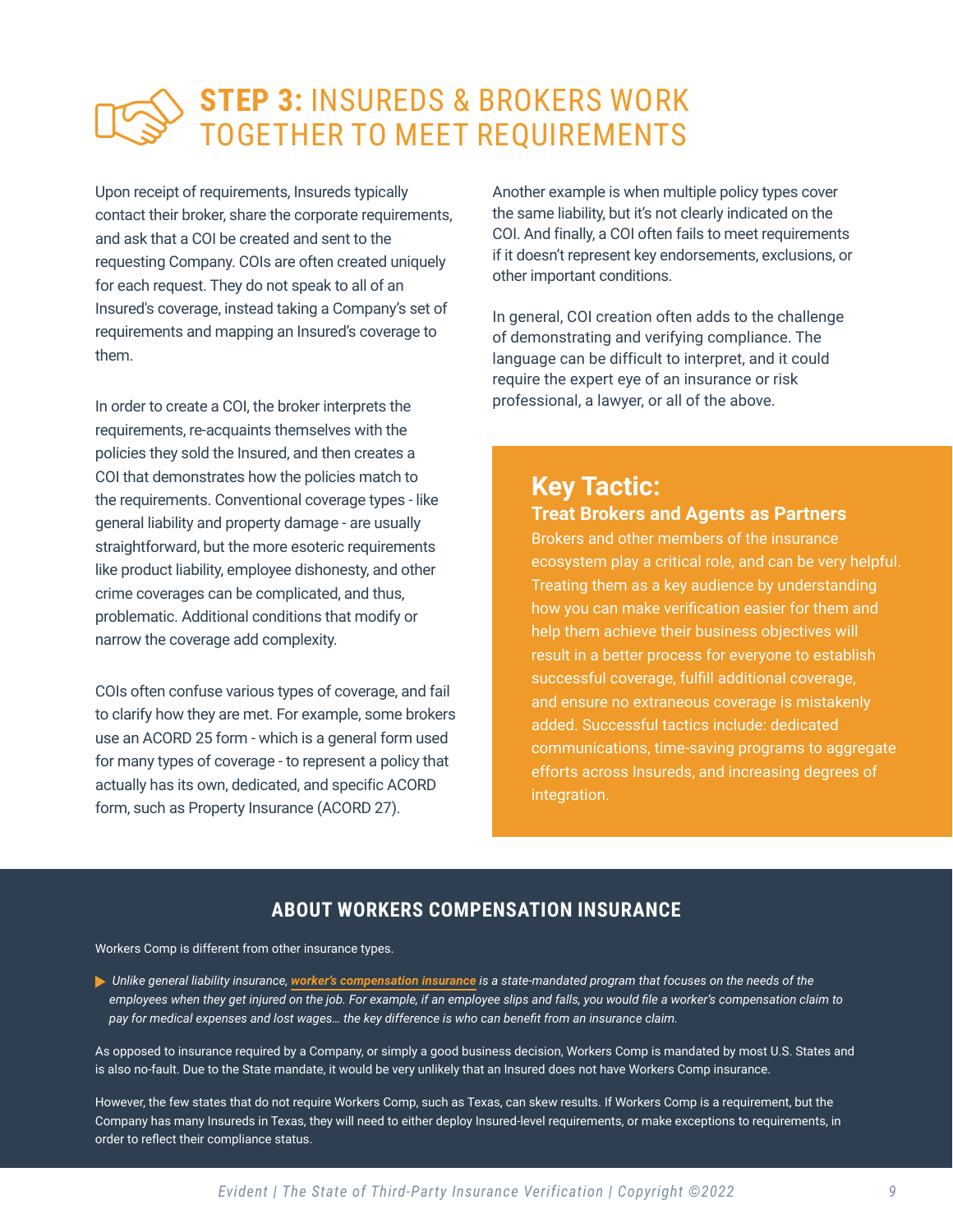# **STEP 3:** INSUREDS & BROKERS WORK TOGETHER TO MEET REQUIREMENTS

Upon receipt of requirements, Insureds typically contact their broker, share the corporate requirements, and ask that a COI be created and sent to the requesting Company. COIs are often created uniquely for each request. They do not speak to all of an Insured's coverage, instead taking a Company's set of requirements and mapping an Insured's coverage to them.

In order to create a COI, the broker interprets the requirements, re-acquaints themselves with the policies they sold the Insured, and then creates a COI that demonstrates how the policies match to the requirements. Conventional coverage types - like general liability and property damage - are usually straightforward, but the more esoteric requirements like product liability, employee dishonesty, and other crime coverages can be complicated, and thus, problematic. Additional conditions that modify or narrow the coverage add complexity.

COIs often confuse various types of coverage, and fail to clarify how they are met. For example, some brokers use an ACORD 25 form - which is a general form used for many types of coverage - to represent a policy that actually has its own, dedicated, and specific ACORD form, such as Property Insurance (ACORD 27).

Another example is when multiple policy types cover the same liability, but it's not clearly indicated on the COI. And finally, a COI often fails to meet requirements if it doesn't represent key endorsements, exclusions, or other important conditions.

In general, COI creation often adds to the challenge of demonstrating and verifying compliance. The language can be difficult to interpret, and it could require the expert eye of an insurance or risk professional, a lawyer, or all of the above.

## Key Tactic:

### Treat Brokers and Agents as Partners

Brokers and other members of the insurance ecosystem play a critical role, and can be very helpful. Treating them as a key audience by understanding how you can make verification easier for them and help them achieve their business objectives will result in a better process for everyone to establish successful coverage, fulfill additional coverage, and ensure no extraneous coverage is mistakenly added. Successful tactics include: dedicated communications, time-saving programs to aggregate efforts across Insureds, and increasing degrees of integration.

## ABOUT WORKERS COMPENSATION INSURANCE

Workers Comp is different from other insurance types.

- *Unlike general liability insurance, **worker's compensation insurance** is a state-mandated program that focuses on the needs of the employees when they get injured on the job. For example, if an employee slips and falls, you would file a worker's compensation claim to pay for medical expenses and lost wages… the key difference is who can benefit from an insurance claim.*

As opposed to insurance required by a Company, or simply a good business decision, Workers Comp is mandated by most U.S. States and is also no-fault. Due to the State mandate, it would be very unlikely that an Insured does not have Workers Comp insurance.

However, the few states that do not require Workers Comp, such as Texas, can skew results. If Workers Comp is a requirement, but the Company has many Insureds in Texas, they will need to either deploy Insured-level requirements, or make exceptions to requirements, in order to reflect their compliance status.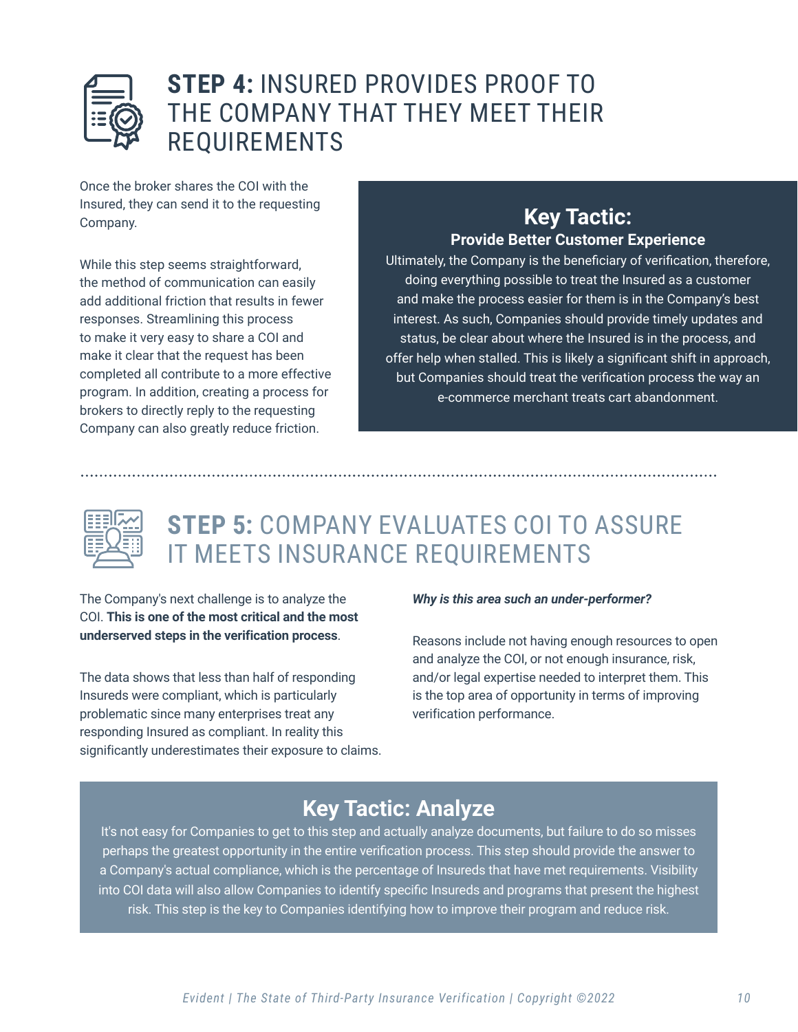## **STEP 4:** INSURED PROVIDES PROOF TO THE COMPANY THAT THEY MEET THEIR REQUIREMENTS

Once the broker shares the COI with the Insured, they can send it to the requesting Company.

While this step seems straightforward, the method of communication can easily add additional friction that results in fewer responses. Streamlining this process to make it very easy to share a COI and make it clear that the request has been completed all contribute to a more effective program. In addition, creating a process for brokers to directly reply to the requesting Company can also greatly reduce friction.

### Key Tactic:

**Provide Better Customer Experience**

Ultimately, the Company is the beneficiary of verification, therefore, doing everything possible to treat the Insured as a customer and make the process easier for them is in the Company's best interest. As such, Companies should provide timely updates and status, be clear about where the Insured is in the process, and offer help when stalled. This is likely a significant shift in approach, but Companies should treat the verification process the way an e-commerce merchant treats cart abandonment.

## **STEP 5:** COMPANY EVALUATES COI TO ASSURE IT MEETS INSURANCE REQUIREMENTS

The Company's next challenge is to analyze the COI. **This is one of the most critical and the most underserved steps in the verification process**.

The data shows that less than half of responding Insureds were compliant, which is particularly problematic since many enterprises treat any responding Insured as compliant. In reality this significantly underestimates their exposure to claims.

***Why is this area such an under-performer?***

Reasons include not having enough resources to open and analyze the COI, or not enough insurance, risk, and/or legal expertise needed to interpret them. This is the top area of opportunity in terms of improving verification performance.

### Key Tactic: Analyze

It's not easy for Companies to get to this step and actually analyze documents, but failure to do so misses perhaps the greatest opportunity in the entire verification process. This step should provide the answer to a Company's actual compliance, which is the percentage of Insureds that have met requirements. Visibility into COI data will also allow Companies to identify specific Insureds and programs that present the highest risk. This step is the key to Companies identifying how to improve their program and reduce risk.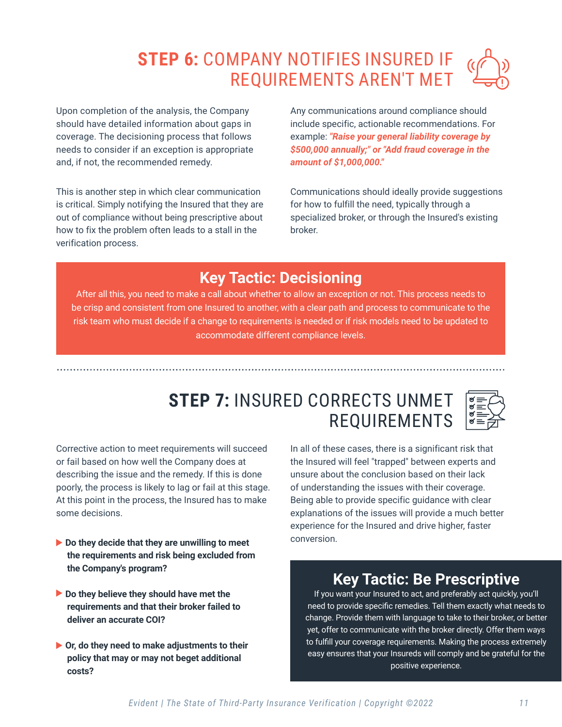## **STEP 6:** COMPANY NOTIFIES INSURED IF REQUIREMENTS AREN'T MET

Upon completion of the analysis, the Company should have detailed information about gaps in coverage. The decisioning process that follows needs to consider if an exception is appropriate and, if not, the recommended remedy.

This is another step in which clear communication is critical. Simply notifying the Insured that they are out of compliance without being prescriptive about how to fix the problem often leads to a stall in the verification process.

Any communications around compliance should include specific, actionable recommendations. For example: ***"Raise your general liability coverage by $500,000 annually;" or "Add fraud coverage in the amount of $1,000,000."***

Communications should ideally provide suggestions for how to fulfill the need, typically through a specialized broker, or through the Insured's existing broker.

### Key Tactic: Decisioning

After all this, you need to make a call about whether to allow an exception or not. This process needs to be crisp and consistent from one Insured to another, with a clear path and process to communicate to the risk team who must decide if a change to requirements is needed or if risk models need to be updated to accommodate different compliance levels.

## **STEP 7:** INSURED CORRECTS UNMET REQUIREMENTS

Corrective action to meet requirements will succeed or fail based on how well the Company does at describing the issue and the remedy. If this is done poorly, the process is likely to lag or fail at this stage. At this point in the process, the Insured has to make some decisions.

- **Do they decide that they are unwilling to meet the requirements and risk being excluded from the Company's program?**
- **Do they believe they should have met the requirements and that their broker failed to deliver an accurate COI?**
- **Or, do they need to make adjustments to their policy that may or may not beget additional costs?**

In all of these cases, there is a significant risk that the Insured will feel "trapped" between experts and unsure about the conclusion based on their lack of understanding the issues with their coverage. Being able to provide specific guidance with clear explanations of the issues will provide a much better experience for the Insured and drive higher, faster conversion.

### Key Tactic: Be Prescriptive

If you want your Insured to act, and preferably act quickly, you'll need to provide specific remedies. Tell them exactly what needs to change. Provide them with language to take to their broker, or better yet, offer to communicate with the broker directly. Offer them ways to fulfill your coverage requirements. Making the process extremely easy ensures that your Insureds will comply and be grateful for the positive experience.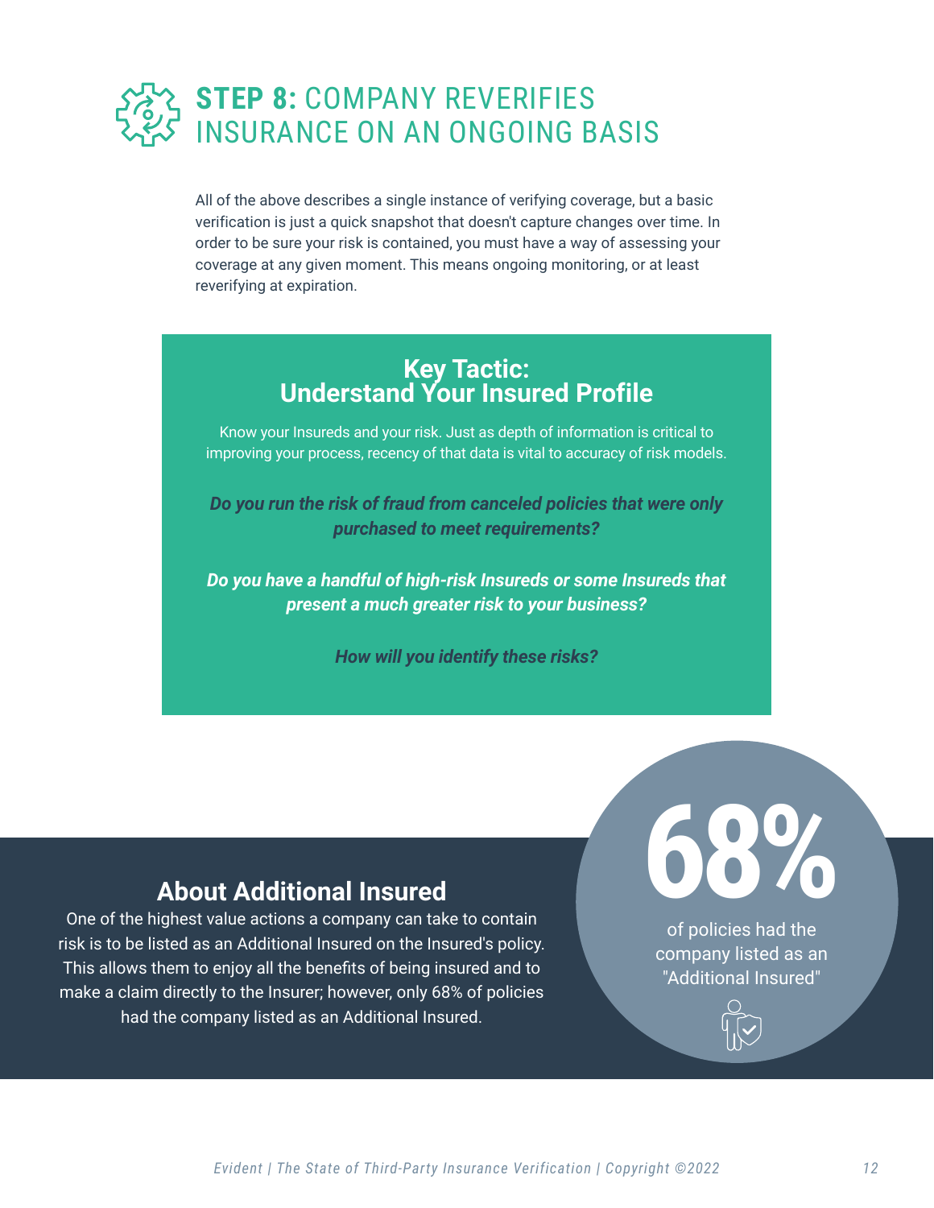# **STEP 8:** COMPANY REVERIFIES INSURANCE ON AN ONGOING BASIS

All of the above describes a single instance of verifying coverage, but a basic verification is just a quick snapshot that doesn't capture changes over time. In order to be sure your risk is contained, you must have a way of assessing your coverage at any given moment. This means ongoing monitoring, or at least reverifying at expiration.

## Key Tactic: Understand Your Insured Profile

Know your Insureds and your risk. Just as depth of information is critical to improving your process, recency of that data is vital to accuracy of risk models.

***Do you run the risk of fraud from canceled policies that were only purchased to meet requirements?***

***Do you have a handful of high-risk Insureds or some Insureds that present a much greater risk to your business?***

***How will you identify these risks?***

## About Additional Insured

One of the highest value actions a company can take to contain risk is to be listed as an Additional Insured on the Insured's policy. This allows them to enjoy all the benefits of being insured and to make a claim directly to the Insurer; however, only 68% of policies had the company listed as an Additional Insured.

**68%**

of policies had the company listed as an "Additional Insured"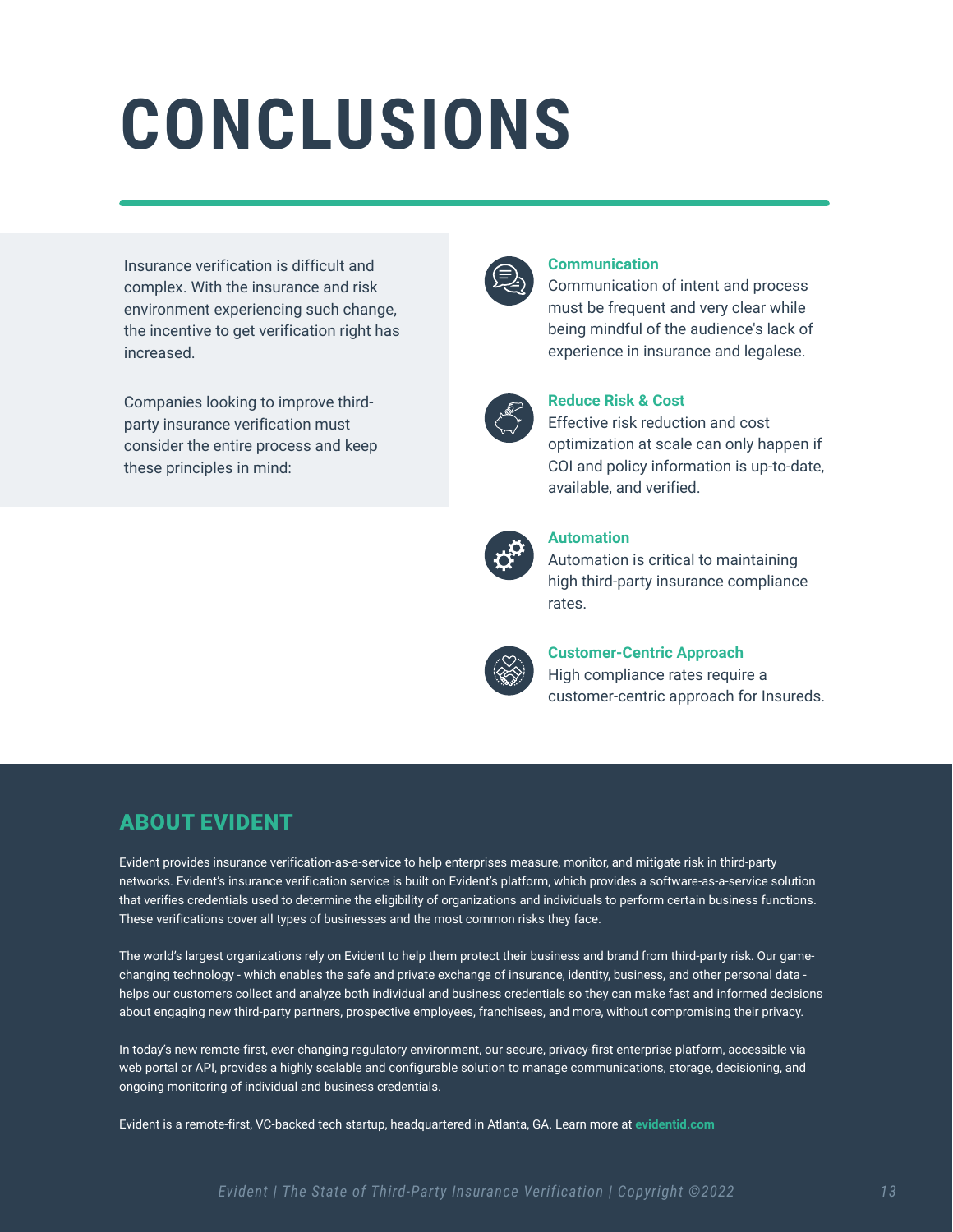# CONCLUSIONS

Insurance verification is difficult and complex. With the insurance and risk environment experiencing such change, the incentive to get verification right has increased.

Companies looking to improve third-party insurance verification must consider the entire process and keep these principles in mind:

**Communication**
Communication of intent and process must be frequent and very clear while being mindful of the audience's lack of experience in insurance and legalese.

**Reduce Risk & Cost**
Effective risk reduction and cost optimization at scale can only happen if COI and policy information is up-to-date, available, and verified.

**Automation**
Automation is critical to maintaining high third-party insurance compliance rates.

**Customer-Centric Approach**
High compliance rates require a customer-centric approach for Insureds.

## ABOUT EVIDENT

Evident provides insurance verification-as-a-service to help enterprises measure, monitor, and mitigate risk in third-party networks. Evident's insurance verification service is built on Evident's platform, which provides a software-as-a-service solution that verifies credentials used to determine the eligibility of organizations and individuals to perform certain business functions. These verifications cover all types of businesses and the most common risks they face.

The world's largest organizations rely on Evident to help them protect their business and brand from third-party risk. Our game-changing technology - which enables the safe and private exchange of insurance, identity, business, and other personal data - helps our customers collect and analyze both individual and business credentials so they can make fast and informed decisions about engaging new third-party partners, prospective employees, franchisees, and more, without compromising their privacy.

In today's new remote-first, ever-changing regulatory environment, our secure, privacy-first enterprise platform, accessible via web portal or API, provides a highly scalable and configurable solution to manage communications, storage, decisioning, and ongoing monitoring of individual and business credentials.

Evident is a remote-first, VC-backed tech startup, headquartered in Atlanta, GA. Learn more at **evidentid.com**